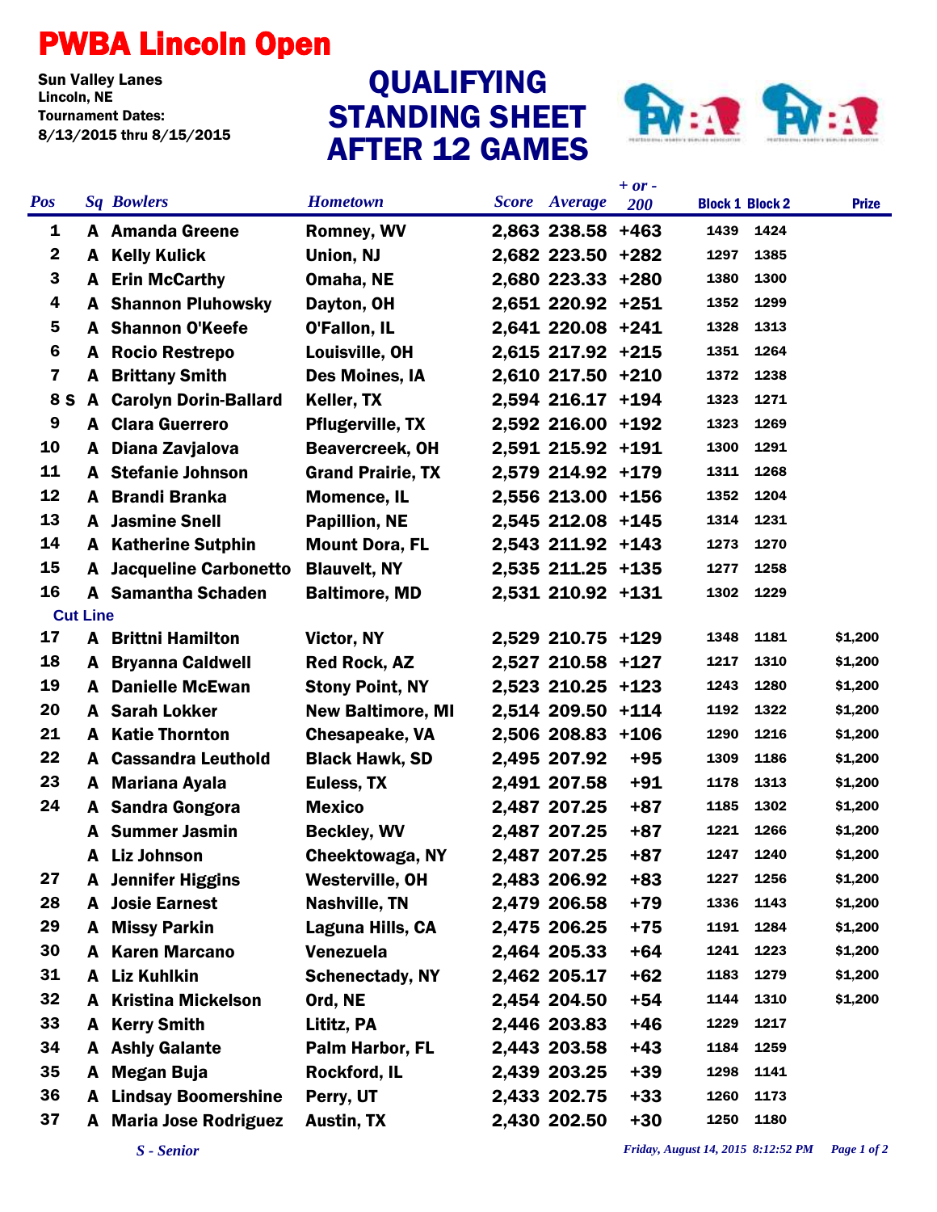# PWBA Lincoln Open

Sun Valley Lanes
Lincoln, NE
Tournament Dates:
8/13/2015 thru 8/15/2015

## QUALIFYING STANDING SHEET AFTER 12 GAMES

| Pos | Sq | Bowlers | Hometown | Score | Average | + or - 200 | Block 1 | Block 2 | Prize |
|---|---|---|---|---|---|---|---|---|---|
| 1 | A | Amanda Greene | Romney, WV | 2,863 | 238.58 | +463 | 1439 | 1424 | |
| 2 | A | Kelly Kulick | Union, NJ | 2,682 | 223.50 | +282 | 1297 | 1385 | |
| 3 | A | Erin McCarthy | Omaha, NE | 2,680 | 223.33 | +280 | 1380 | 1300 | |
| 4 | A | Shannon Pluhowsky | Dayton, OH | 2,651 | 220.92 | +251 | 1352 | 1299 | |
| 5 | A | Shannon O'Keefe | O'Fallon, IL | 2,641 | 220.08 | +241 | 1328 | 1313 | |
| 6 | A | Rocio Restrepo | Louisville, OH | 2,615 | 217.92 | +215 | 1351 | 1264 | |
| 7 | A | Brittany Smith | Des Moines, IA | 2,610 | 217.50 | +210 | 1372 | 1238 | |
| 8 S | A | Carolyn Dorin-Ballard | Keller, TX | 2,594 | 216.17 | +194 | 1323 | 1271 | |
| 9 | A | Clara Guerrero | Pflugerville, TX | 2,592 | 216.00 | +192 | 1323 | 1269 | |
| 10 | A | Diana Zavjalova | Beavercreek, OH | 2,591 | 215.92 | +191 | 1300 | 1291 | |
| 11 | A | Stefanie Johnson | Grand Prairie, TX | 2,579 | 214.92 | +179 | 1311 | 1268 | |
| 12 | A | Brandi Branka | Momence, IL | 2,556 | 213.00 | +156 | 1352 | 1204 | |
| 13 | A | Jasmine Snell | Papillion, NE | 2,545 | 212.08 | +145 | 1314 | 1231 | |
| 14 | A | Katherine Sutphin | Mount Dora, FL | 2,543 | 211.92 | +143 | 1273 | 1270 | |
| 15 | A | Jacqueline Carbonetto | Blauvelt, NY | 2,535 | 211.25 | +135 | 1277 | 1258 | |
| 16 | A | Samantha Schaden | Baltimore, MD | 2,531 | 210.92 | +131 | 1302 | 1229 | |
| **Cut Line** | | | | | | | | | |
| 17 | A | Brittni Hamilton | Victor, NY | 2,529 | 210.75 | +129 | 1348 | 1181 | $1,200 |
| 18 | A | Bryanna Caldwell | Red Rock, AZ | 2,527 | 210.58 | +127 | 1217 | 1310 | $1,200 |
| 19 | A | Danielle McEwan | Stony Point, NY | 2,523 | 210.25 | +123 | 1243 | 1280 | $1,200 |
| 20 | A | Sarah Lokker | New Baltimore, MI | 2,514 | 209.50 | +114 | 1192 | 1322 | $1,200 |
| 21 | A | Katie Thornton | Chesapeake, VA | 2,506 | 208.83 | +106 | 1290 | 1216 | $1,200 |
| 22 | A | Cassandra Leuthold | Black Hawk, SD | 2,495 | 207.92 | +95 | 1309 | 1186 | $1,200 |
| 23 | A | Mariana Ayala | Euless, TX | 2,491 | 207.58 | +91 | 1178 | 1313 | $1,200 |
| 24 | A | Sandra Gongora | Mexico | 2,487 | 207.25 | +87 | 1185 | 1302 | $1,200 |
| | A | Summer Jasmin | Beckley, WV | 2,487 | 207.25 | +87 | 1221 | 1266 | $1,200 |
| | A | Liz Johnson | Cheektowaga, NY | 2,487 | 207.25 | +87 | 1247 | 1240 | $1,200 |
| 27 | A | Jennifer Higgins | Westerville, OH | 2,483 | 206.92 | +83 | 1227 | 1256 | $1,200 |
| 28 | A | Josie Earnest | Nashville, TN | 2,479 | 206.58 | +79 | 1336 | 1143 | $1,200 |
| 29 | A | Missy Parkin | Laguna Hills, CA | 2,475 | 206.25 | +75 | 1191 | 1284 | $1,200 |
| 30 | A | Karen Marcano | Venezuela | 2,464 | 205.33 | +64 | 1241 | 1223 | $1,200 |
| 31 | A | Liz Kuhlkin | Schenectady, NY | 2,462 | 205.17 | +62 | 1183 | 1279 | $1,200 |
| 32 | A | Kristina Mickelson | Ord, NE | 2,454 | 204.50 | +54 | 1144 | 1310 | $1,200 |
| 33 | A | Kerry Smith | Lititz, PA | 2,446 | 203.83 | +46 | 1229 | 1217 | |
| 34 | A | Ashly Galante | Palm Harbor, FL | 2,443 | 203.58 | +43 | 1184 | 1259 | |
| 35 | A | Megan Buja | Rockford, IL | 2,439 | 203.25 | +39 | 1298 | 1141 | |
| 36 | A | Lindsay Boomershine | Perry, UT | 2,433 | 202.75 | +33 | 1260 | 1173 | |
| 37 | A | Maria Jose Rodriguez | Austin, TX | 2,430 | 202.50 | +30 | 1250 | 1180 | |

*S - Senior*

*Friday, August 14, 2015 8:12:52 PM*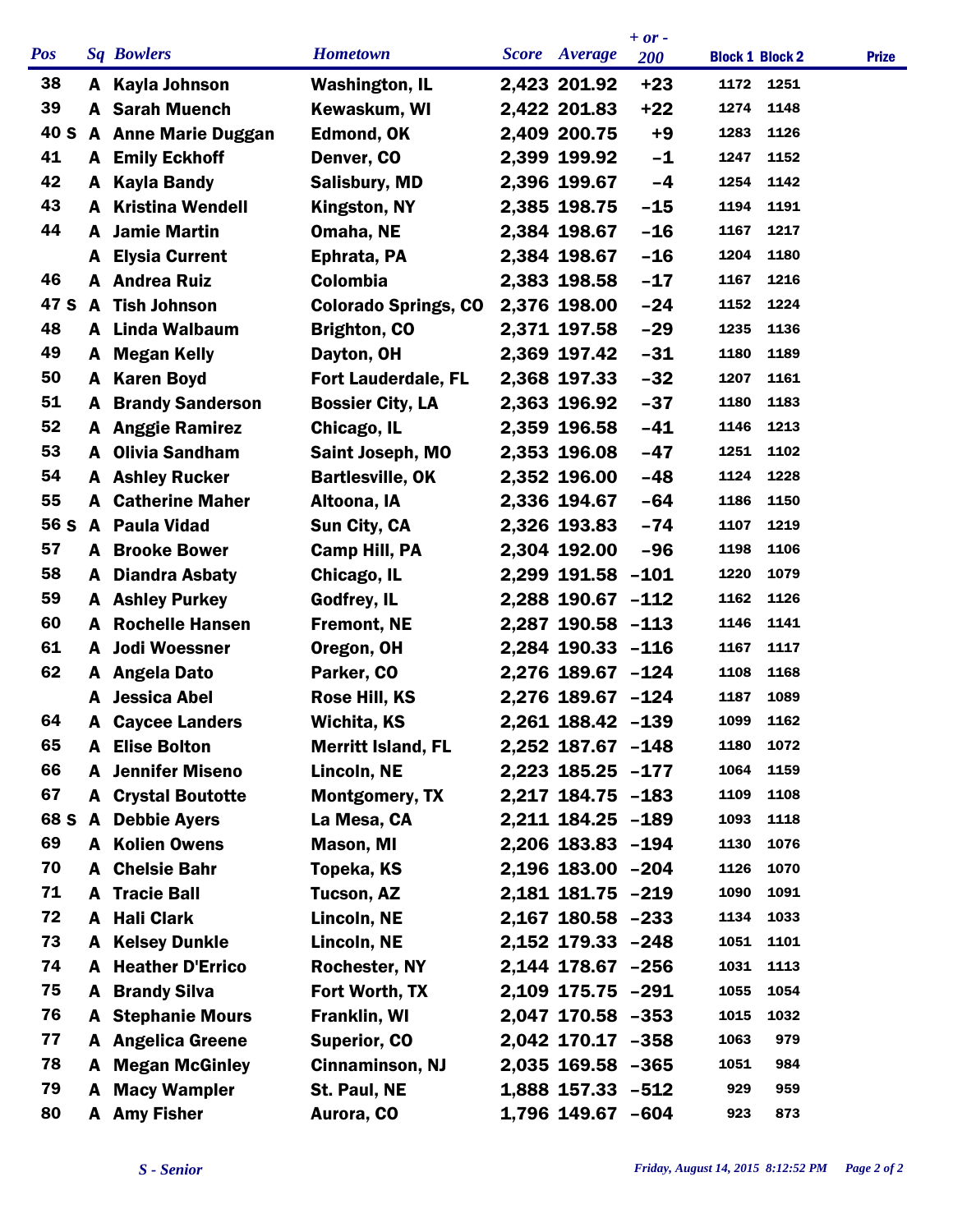| Pos | Sq | Bowlers | Hometown | Score | Average | + or - 200 | Block 1 | Block 2 | Prize |
|---|---|---|---|---|---|---|---|---|---|
| 38 | A | Kayla Johnson | Washington, IL | 2,423 | 201.92 | +23 | 1172 | 1251 | |
| 39 | A | Sarah Muench | Kewaskum, WI | 2,422 | 201.83 | +22 | 1274 | 1148 | |
| 40 S | A | Anne Marie Duggan | Edmond, OK | 2,409 | 200.75 | +9 | 1283 | 1126 | |
| 41 | A | Emily Eckhoff | Denver, CO | 2,399 | 199.92 | -1 | 1247 | 1152 | |
| 42 | A | Kayla Bandy | Salisbury, MD | 2,396 | 199.67 | -4 | 1254 | 1142 | |
| 43 | A | Kristina Wendell | Kingston, NY | 2,385 | 198.75 | -15 | 1194 | 1191 | |
| 44 | A | Jamie Martin | Omaha, NE | 2,384 | 198.67 | -16 | 1167 | 1217 | |
| | A | Elysia Current | Ephrata, PA | 2,384 | 198.67 | -16 | 1204 | 1180 | |
| 46 | A | Andrea Ruiz | Colombia | 2,383 | 198.58 | -17 | 1167 | 1216 | |
| 47 S | A | Tish Johnson | Colorado Springs, CO | 2,376 | 198.00 | -24 | 1152 | 1224 | |
| 48 | A | Linda Walbaum | Brighton, CO | 2,371 | 197.58 | -29 | 1235 | 1136 | |
| 49 | A | Megan Kelly | Dayton, OH | 2,369 | 197.42 | -31 | 1180 | 1189 | |
| 50 | A | Karen Boyd | Fort Lauderdale, FL | 2,368 | 197.33 | -32 | 1207 | 1161 | |
| 51 | A | Brandy Sanderson | Bossier City, LA | 2,363 | 196.92 | -37 | 1180 | 1183 | |
| 52 | A | Anggie Ramirez | Chicago, IL | 2,359 | 196.58 | -41 | 1146 | 1213 | |
| 53 | A | Olivia Sandham | Saint Joseph, MO | 2,353 | 196.08 | -47 | 1251 | 1102 | |
| 54 | A | Ashley Rucker | Bartlesville, OK | 2,352 | 196.00 | -48 | 1124 | 1228 | |
| 55 | A | Catherine Maher | Altoona, IA | 2,336 | 194.67 | -64 | 1186 | 1150 | |
| 56 S | A | Paula Vidad | Sun City, CA | 2,326 | 193.83 | -74 | 1107 | 1219 | |
| 57 | A | Brooke Bower | Camp Hill, PA | 2,304 | 192.00 | -96 | 1198 | 1106 | |
| 58 | A | Diandra Asbaty | Chicago, IL | 2,299 | 191.58 | -101 | 1220 | 1079 | |
| 59 | A | Ashley Purkey | Godfrey, IL | 2,288 | 190.67 | -112 | 1162 | 1126 | |
| 60 | A | Rochelle Hansen | Fremont, NE | 2,287 | 190.58 | -113 | 1146 | 1141 | |
| 61 | A | Jodi Woessner | Oregon, OH | 2,284 | 190.33 | -116 | 1167 | 1117 | |
| 62 | A | Angela Dato | Parker, CO | 2,276 | 189.67 | -124 | 1108 | 1168 | |
| | A | Jessica Abel | Rose Hill, KS | 2,276 | 189.67 | -124 | 1187 | 1089 | |
| 64 | A | Caycee Landers | Wichita, KS | 2,261 | 188.42 | -139 | 1099 | 1162 | |
| 65 | A | Elise Bolton | Merritt Island, FL | 2,252 | 187.67 | -148 | 1180 | 1072 | |
| 66 | A | Jennifer Miseno | Lincoln, NE | 2,223 | 185.25 | -177 | 1064 | 1159 | |
| 67 | A | Crystal Boutotte | Montgomery, TX | 2,217 | 184.75 | -183 | 1109 | 1108 | |
| 68 S | A | Debbie Ayers | La Mesa, CA | 2,211 | 184.25 | -189 | 1093 | 1118 | |
| 69 | A | Kolien Owens | Mason, MI | 2,206 | 183.83 | -194 | 1130 | 1076 | |
| 70 | A | Chelsie Bahr | Topeka, KS | 2,196 | 183.00 | -204 | 1126 | 1070 | |
| 71 | A | Tracie Ball | Tucson, AZ | 2,181 | 181.75 | -219 | 1090 | 1091 | |
| 72 | A | Hali Clark | Lincoln, NE | 2,167 | 180.58 | -233 | 1134 | 1033 | |
| 73 | A | Kelsey Dunkle | Lincoln, NE | 2,152 | 179.33 | -248 | 1051 | 1101 | |
| 74 | A | Heather D'Errico | Rochester, NY | 2,144 | 178.67 | -256 | 1031 | 1113 | |
| 75 | A | Brandy Silva | Fort Worth, TX | 2,109 | 175.75 | -291 | 1055 | 1054 | |
| 76 | A | Stephanie Mours | Franklin, WI | 2,047 | 170.58 | -353 | 1015 | 1032 | |
| 77 | A | Angelica Greene | Superior, CO | 2,042 | 170.17 | -358 | 1063 | 979 | |
| 78 | A | Megan McGinley | Cinnaminson, NJ | 2,035 | 169.58 | -365 | 1051 | 984 | |
| 79 | A | Macy Wampler | St. Paul, NE | 1,888 | 157.33 | -512 | 929 | 959 | |
| 80 | A | Amy Fisher | Aurora, CO | 1,796 | 149.67 | -604 | 923 | 873 | |

*S - Senior*

*Friday, August 14, 2015 8:12:52 PM*